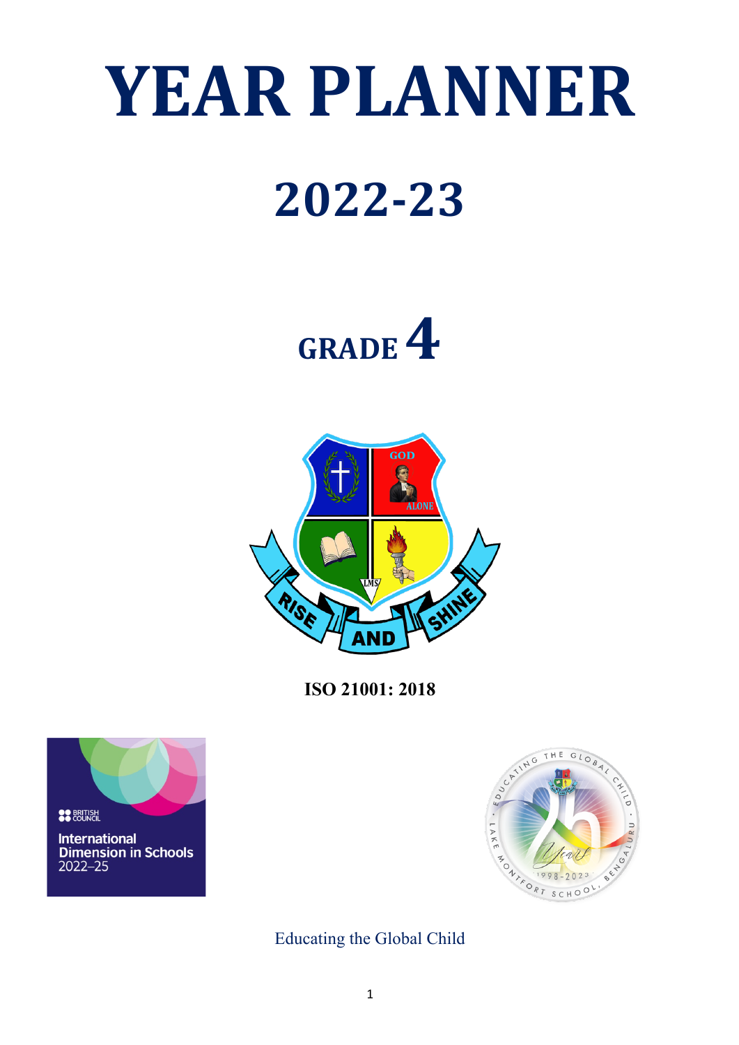# YEAR PLANNER

# 2022-23

# GRADE 4

**ISO 21001: 2018**

Educating the Global Child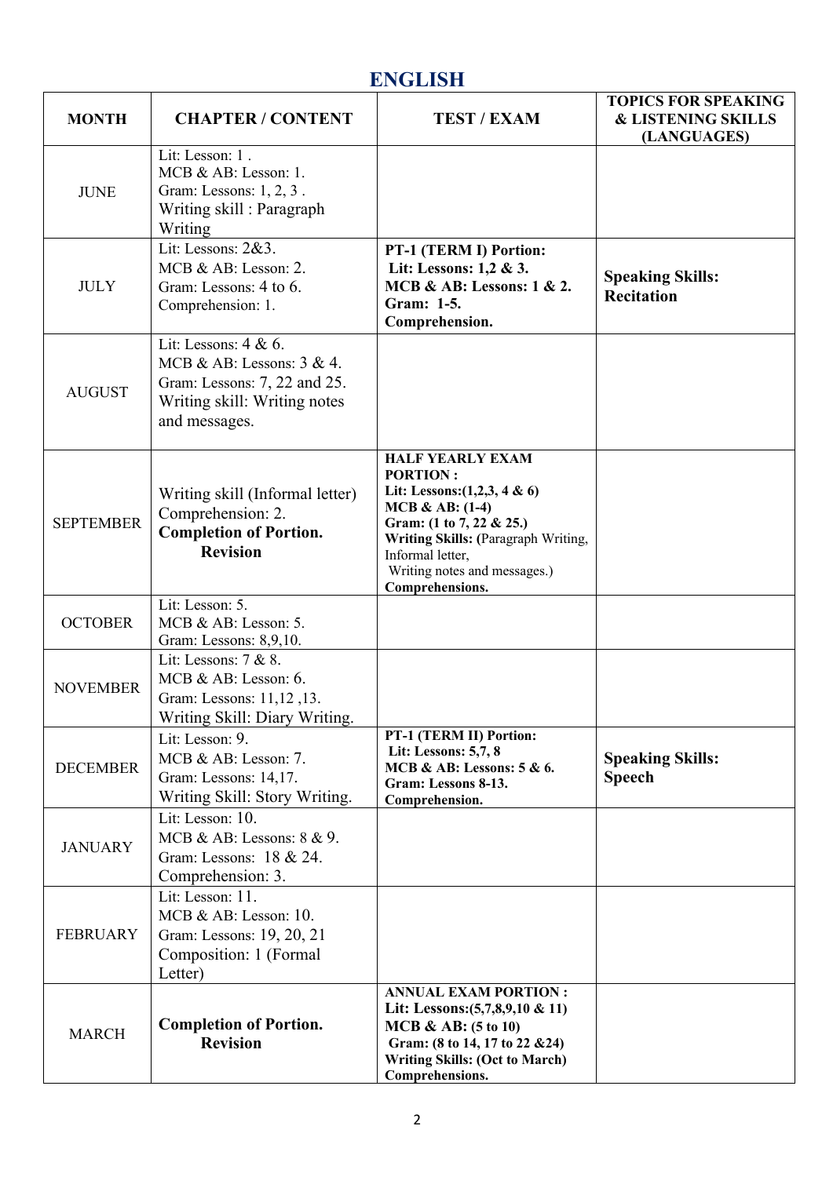# ENGLISH

| MONTH | CHAPTER / CONTENT | TEST / EXAM | TOPICS FOR SPEAKING & LISTENING SKILLS (LANGUAGES) |
|---|---|---|---|
| JUNE | Lit: Lesson: 1 .<br>MCB & AB: Lesson: 1.<br>Gram: Lessons: 1, 2, 3 .<br>Writing skill : Paragraph Writing | | |
| JULY | Lit: Lessons: 2&3.<br>MCB & AB: Lesson: 2.<br>Gram: Lessons: 4 to 6.<br>Comprehension: 1. | **PT-1 (TERM I) Portion:**<br>**Lit: Lessons: 1,2 & 3.**<br>**MCB & AB: Lessons: 1 & 2.**<br>**Gram: 1-5.**<br>**Comprehension.** | **Speaking Skills: Recitation** |
| AUGUST | Lit: Lessons: 4 & 6.<br>MCB & AB: Lessons: 3 & 4.<br>Gram: Lessons: 7, 22 and 25.<br>Writing skill: Writing notes and messages. | | |
| SEPTEMBER | Writing skill (Informal letter)<br>Comprehension: 2.<br>**Completion of Portion.**<br>**Revision** | **HALF YEARLY EXAM PORTION :**<br>**Lit: Lessons:(1,2,3, 4 & 6)**<br>**MCB & AB: (1-4)**<br>**Gram: (1 to 7, 22 & 25.)**<br>**Writing Skills: (**Paragraph Writing, Informal letter, Writing notes and messages.)<br>**Comprehensions.** | |
| OCTOBER | Lit: Lesson: 5.<br>MCB & AB: Lesson: 5.<br>Gram: Lessons: 8,9,10. | | |
| NOVEMBER | Lit: Lessons: 7 & 8.<br>MCB & AB: Lesson: 6.<br>Gram: Lessons: 11,12 ,13.<br>Writing Skill: Diary Writing. | | |
| DECEMBER | Lit: Lesson: 9.<br>MCB & AB: Lesson: 7.<br>Gram: Lessons: 14,17.<br>Writing Skill: Story Writing. | **PT-1 (TERM II) Portion:**<br>**Lit: Lessons: 5,7, 8**<br>**MCB & AB: Lessons: 5 & 6.**<br>**Gram: Lessons 8-13.**<br>**Comprehension.** | **Speaking Skills: Speech** |
| JANUARY | Lit: Lesson: 10.<br>MCB & AB: Lessons: 8 & 9.<br>Gram: Lessons: 18 & 24.<br>Comprehension: 3. | | |
| FEBRUARY | Lit: Lesson: 11.<br>MCB & AB: Lesson: 10.<br>Gram: Lessons: 19, 20, 21<br>Composition: 1 (Formal Letter) | | |
| MARCH | **Completion of Portion.**<br>**Revision** | **ANNUAL EXAM PORTION :**<br>**Lit: Lessons:(5,7,8,9,10 & 11)**<br>**MCB & AB: (5 to 10)**<br>**Gram: (8 to 14, 17 to 22 &24)**<br>**Writing Skills: (Oct to March)**<br>**Comprehensions.** | |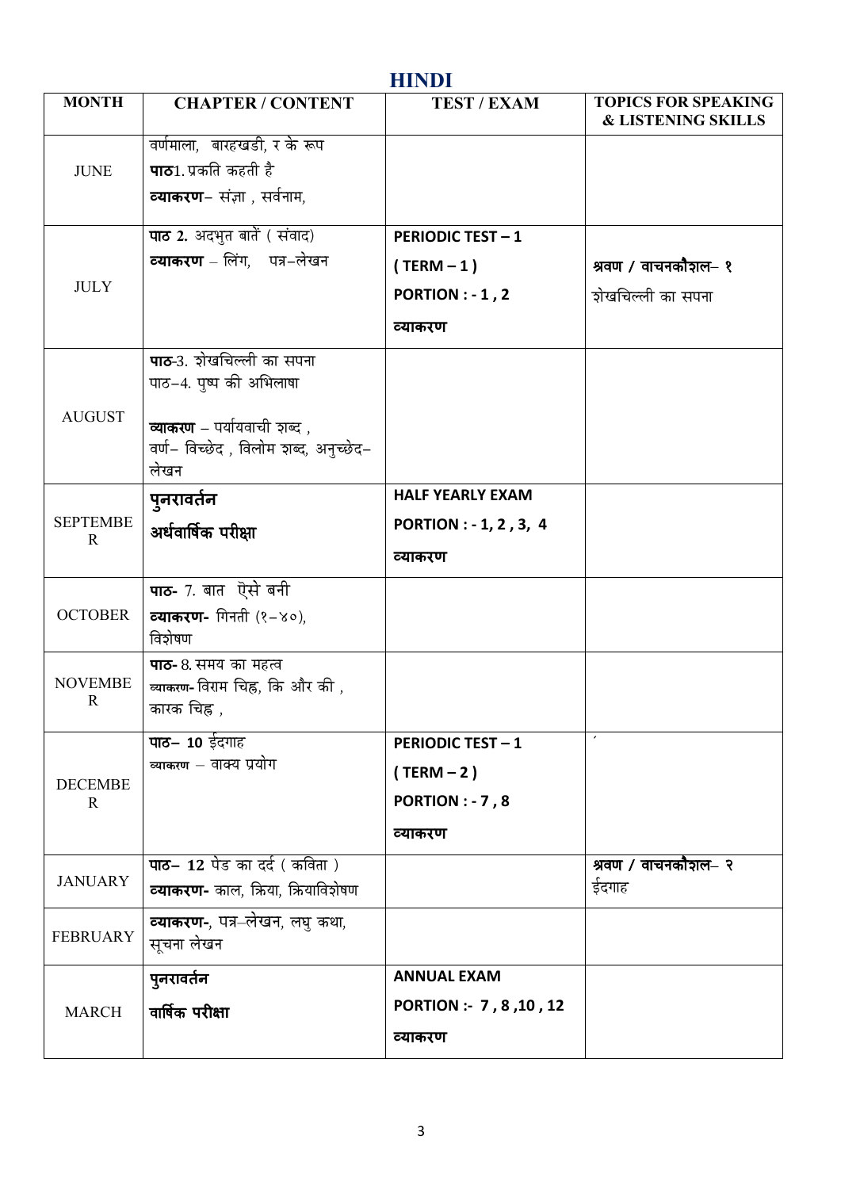# HINDI

| MONTH | CHAPTER / CONTENT | TEST / EXAM | TOPICS FOR SPEAKING & LISTENING SKILLS |
|---|---|---|---|
| JUNE | वर्णमाला, बारहखडी, र के रूप<br>**पाठ**1. प्रकृति कहती है<br>**व्याकरण**– संज्ञा , सर्वनाम, | | |
| JULY | **पाठ 2.** अदभुत बातें ( संवाद)<br>**व्याकरण** – लिंग, पत्र–लेखन | **PERIODIC TEST – 1**<br>**( TERM – 1 )**<br>**PORTION : - 1 , 2**<br>**व्याकरण** | **श्रवण / वाचनकौशल– १**<br>शेखचिल्ली का सपना |
| AUGUST | **पाठ**-3. शेखचिल्ली का सपना<br>पाठ–4. पुष्प की अभिलाषा<br>**व्याकरण** – पर्यायवाची शब्द , वर्ण– विच्छेद , विलोम शब्द, अनुच्छेद– लेखन | | |
| SEPTEMBER | **पुनरावर्तन**<br>**अर्धवार्षिक परीक्षा** | **HALF YEARLY EXAM**<br>**PORTION : - 1, 2 , 3, 4**<br>**व्याकरण** | |
| OCTOBER | **पाठ-** 7. बात ऐसे बनी<br>**व्याकरण-** गिनती (१–४०), विशेषण | | |
| NOVEMBER | **पाठ-** 8. समय का महत्व<br>**व्याकरण-** विराम चिह्न, कि और की , कारक चिह्न , | | |
| DECEMBER | **पाठ– 10** ईदगाह<br>**व्याकरण** – वाक्य प्रयोग | **PERIODIC TEST – 1**<br>**( TERM – 2 )**<br>**PORTION : - 7 , 8**<br>**व्याकरण** | |
| JANUARY | **पाठ– 12** पेड का दर्द ( कविता )<br>**व्याकरण-** काल, क्रिया, क्रियाविशेषण | | **श्रवण / वाचनकौशल– २**<br>ईदगाह |
| FEBRUARY | **व्याकरण-**, पत्र–लेखन, लघु कथा, सूचना लेखन | | |
| MARCH | **पुनरावर्तन**<br>**वार्षिक परीक्षा** | **ANNUAL EXAM**<br>**PORTION :- 7 , 8 ,10 , 12**<br>**व्याकरण** | |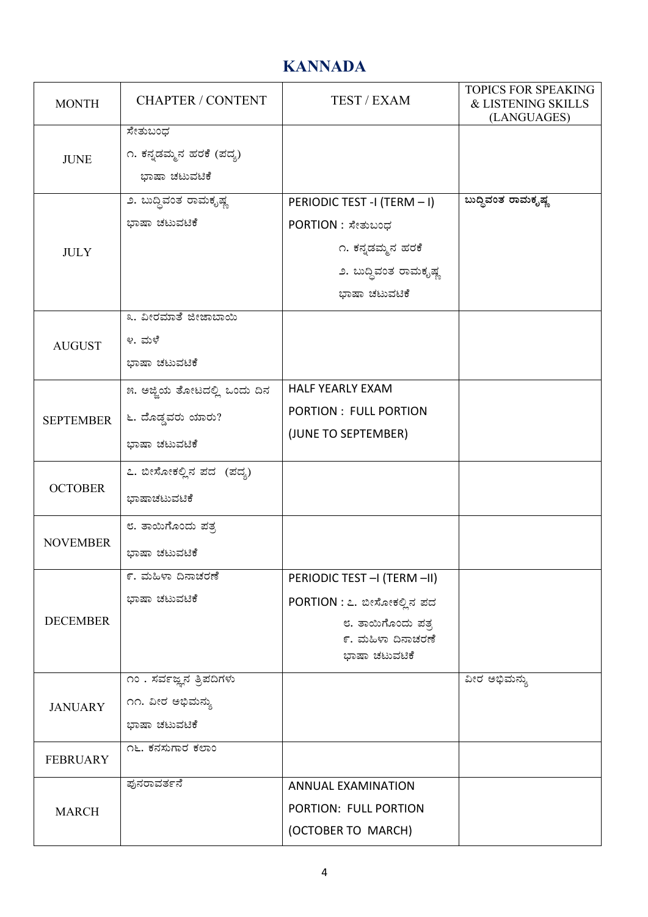# KANNADA

| MONTH | CHAPTER / CONTENT | TEST / EXAM | TOPICS FOR SPEAKING & LISTENING SKILLS (LANGUAGES) |
|---|---|---|---|
| JUNE | ಸೇತುಬಂಧ<br>೧. ಕನ್ನಡಮ್ಮನ ಹರಕೆ (ಪದ್ಯ)<br>ಭಾಷಾ ಚಟುವಟಿಕೆ | | |
| JULY | ೨. ಬುದ್ಧಿವಂತ ರಾಮಕೃಷ್ಣ<br>ಭಾಷಾ ಚಟುವಟಿಕೆ | PERIODIC TEST -I (TERM – I)<br>PORTION : ಸೇತುಬಂಧ<br>೧. ಕನ್ನಡಮ್ಮನ ಹರಕೆ<br>೨. ಬುದ್ಧಿವಂತ ರಾಮಕೃಷ್ಣ<br>ಭಾಷಾ ಚಟುವಟಿಕೆ | **ಬುದ್ಧಿವಂತ ರಾಮಕೃಷ್ಣ** |
| AUGUST | ೩. ವೀರಮಾತೆ ಜೀಜಾಬಾಯಿ<br>೪. ಮಳೆ<br>ಭಾಷಾ ಚಟುವಟಿಕೆ | | |
| SEPTEMBER | ೫. ಅಜ್ಜಿಯ ತೋಟದಲ್ಲಿ ಒಂದು ದಿನ<br>೬. ದೊಡ್ಡವರು ಯಾರು?<br>ಭಾಷಾ ಚಟುವಟಿಕೆ | HALF YEARLY EXAM<br>PORTION : FULL PORTION<br>(JUNE TO SEPTEMBER) | |
| OCTOBER | ೭. ಬೀಸೋಕಲ್ಲಿನ ಪದ (ಪದ್ಯ)<br>ಭಾಷಾಚಟುವಟಿಕೆ | | |
| NOVEMBER | ೮. ತಾಯಿಗೊಂದು ಪತ್ರ<br>ಭಾಷಾ ಚಟುವಟಿಕೆ | | |
| DECEMBER | ೯. ಮಹಿಳಾ ದಿನಾಚರಣೆ<br>ಭಾಷಾ ಚಟುವಟಿಕೆ | PERIODIC TEST –I (TERM –II)<br>PORTION : ೭. ಬೀಸೋಕಲ್ಲಿನ ಪದ<br>೮. ತಾಯಿಗೊಂದು ಪತ್ರ<br>೯. ಮಹಿಳಾ ದಿನಾಚರಣೆ<br>ಭಾಷಾ ಚಟುವಟಿಕೆ | |
| JANUARY | ೧೦ . ಸರ್ವಜ್ಞನ ತ್ರಿಪದಿಗಳು<br>೧೧. ವೀರ ಅಭಿಮನ್ಯು<br>ಭಾಷಾ ಚಟುವಟಿಕೆ | | ವೀರ ಅಭಿಮನ್ಯು |
| FEBRUARY | ೧೬. ಕನಸುಗಾರ ಕಲಾಂ | | |
| MARCH | ಪುನರಾವರ್ತನೆ | ANNUAL EXAMINATION<br>PORTION: FULL PORTION<br>(OCTOBER TO MARCH) | |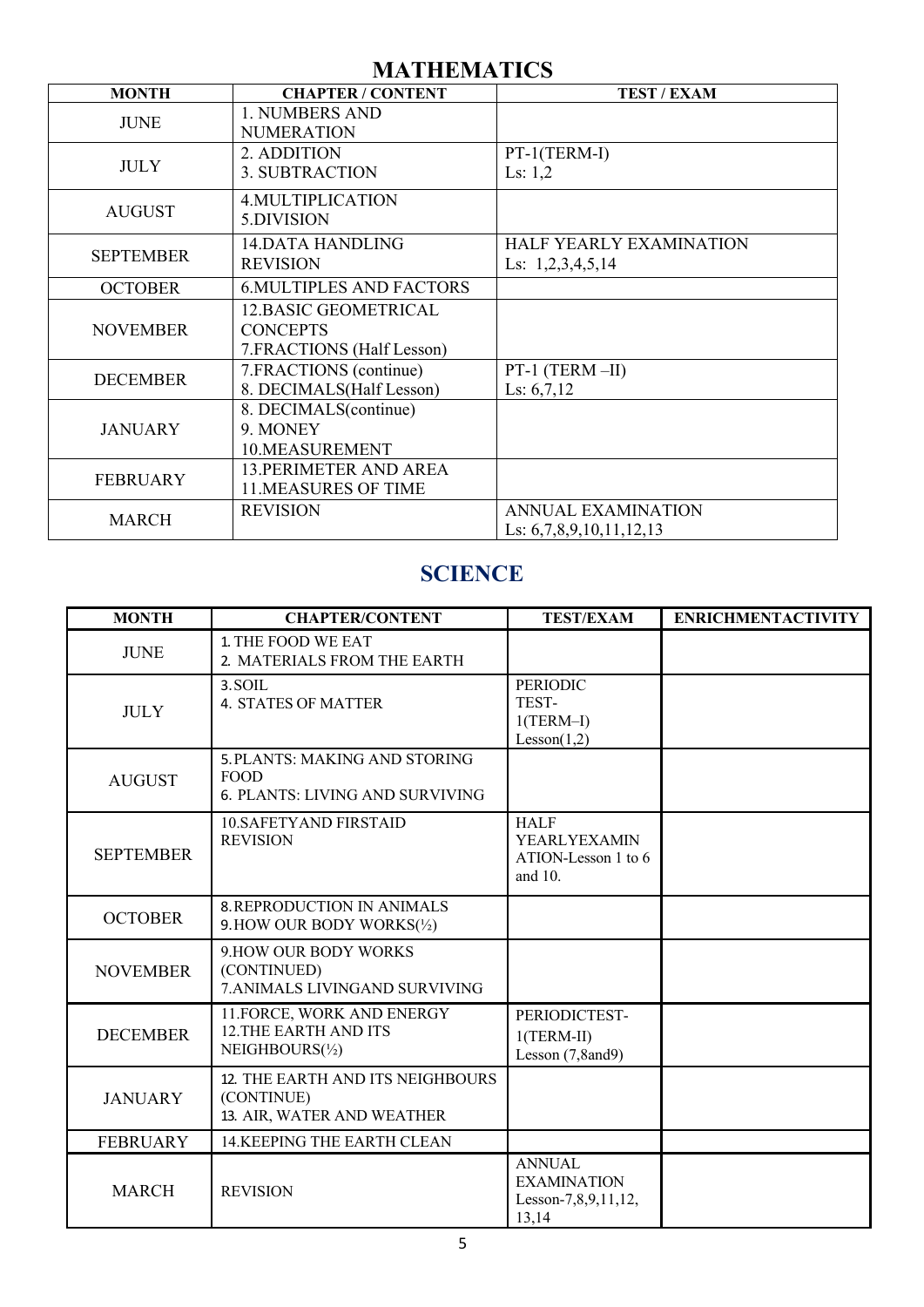## MATHEMATICS

| MONTH | CHAPTER / CONTENT | TEST / EXAM |
|---|---|---|
| JUNE | 1. NUMBERS AND NUMERATION | |
| JULY | 2. ADDITION<br>3. SUBTRACTION | PT-1(TERM-I)<br>Ls: 1,2 |
| AUGUST | 4.MULTIPLICATION<br>5.DIVISION | |
| SEPTEMBER | 14.DATA HANDLING<br>REVISION | HALF YEARLY EXAMINATION<br>Ls: 1,2,3,4,5,14 |
| OCTOBER | 6.MULTIPLES AND FACTORS | |
| NOVEMBER | 12.BASIC GEOMETRICAL CONCEPTS<br>7.FRACTIONS (Half Lesson) | |
| DECEMBER | 7.FRACTIONS (continue)<br>8. DECIMALS(Half Lesson) | PT-1 (TERM –II)<br>Ls: 6,7,12 |
| JANUARY | 8. DECIMALS(continue)<br>9. MONEY<br>10.MEASUREMENT | |
| FEBRUARY | 13.PERIMETER AND AREA<br>11.MEASURES OF TIME | |
| MARCH | REVISION | ANNUAL EXAMINATION<br>Ls: 6,7,8,9,10,11,12,13 |

## SCIENCE

| MONTH | CHAPTER/CONTENT | TEST/EXAM | ENRICHMENTACTIVITY |
|---|---|---|---|
| JUNE | 1. THE FOOD WE EAT<br>2. MATERIALS FROM THE EARTH | | |
| JULY | 3.SOIL<br>4. STATES OF MATTER | PERIODIC TEST-1(TERM–I)<br>Lesson(1,2) | |
| AUGUST | 5.PLANTS: MAKING AND STORING FOOD<br>6. PLANTS: LIVING AND SURVIVING | | |
| SEPTEMBER | 10.SAFETYAND FIRSTAID<br>REVISION | HALF YEARLYEXAMINATION-Lesson 1 to 6 and 10. | |
| OCTOBER | 8.REPRODUCTION IN ANIMALS<br>9.HOW OUR BODY WORKS(½) | | |
| NOVEMBER | 9.HOW OUR BODY WORKS (CONTINUED)<br>7.ANIMALS LIVINGAND SURVIVING | | |
| DECEMBER | 11.FORCE, WORK AND ENERGY<br>12.THE EARTH AND ITS NEIGHBOURS(½) | PERIODICTEST-1(TERM-II)<br>Lesson (7,8and9) | |
| JANUARY | 12. THE EARTH AND ITS NEIGHBOURS (CONTINUE)<br>13. AIR, WATER AND WEATHER | | |
| FEBRUARY | 14.KEEPING THE EARTH CLEAN | | |
| MARCH | REVISION | ANNUAL EXAMINATION<br>Lesson-7,8,9,11,12, 13,14 | |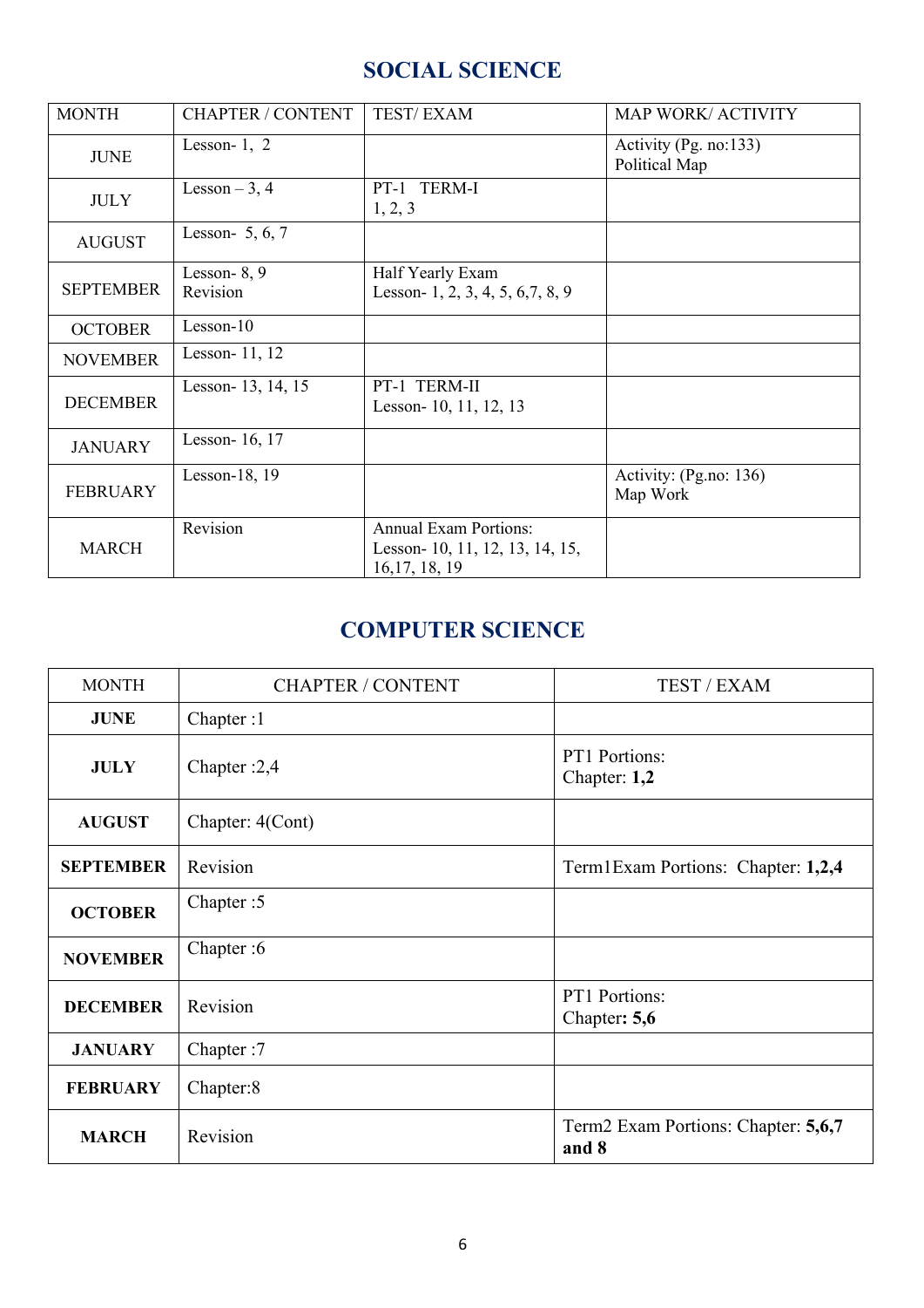## SOCIAL SCIENCE

| MONTH | CHAPTER / CONTENT | TEST/ EXAM | MAP WORK/ ACTIVITY |
|---|---|---|---|
| JUNE | Lesson- 1, 2 | | Activity (Pg. no:133)<br>Political Map |
| JULY | Lesson – 3, 4 | PT-1 TERM-I<br>1, 2, 3 | |
| AUGUST | Lesson- 5, 6, 7 | | |
| SEPTEMBER | Lesson- 8, 9<br>Revision | Half Yearly Exam<br>Lesson- 1, 2, 3, 4, 5, 6,7, 8, 9 | |
| OCTOBER | Lesson-10 | | |
| NOVEMBER | Lesson- 11, 12 | | |
| DECEMBER | Lesson- 13, 14, 15 | PT-1 TERM-II<br>Lesson- 10, 11, 12, 13 | |
| JANUARY | Lesson- 16, 17 | | |
| FEBRUARY | Lesson-18, 19 | | Activity: (Pg.no: 136)<br>Map Work |
| MARCH | Revision | Annual Exam Portions:<br>Lesson- 10, 11, 12, 13, 14, 15, 16,17, 18, 19 | |

## COMPUTER SCIENCE

| MONTH | CHAPTER / CONTENT | TEST / EXAM |
|---|---|---|
| **JUNE** | Chapter :1 | |
| **JULY** | Chapter :2,4 | PT1 Portions:<br>Chapter: **1,2** |
| **AUGUST** | Chapter: 4(Cont) | |
| **SEPTEMBER** | Revision | Term1Exam Portions: Chapter: **1,2,4** |
| **OCTOBER** | Chapter :5 | |
| **NOVEMBER** | Chapter :6 | |
| **DECEMBER** | Revision | PT1 Portions:<br>Chapter**: 5,6** |
| **JANUARY** | Chapter :7 | |
| **FEBRUARY** | Chapter:8 | |
| **MARCH** | Revision | Term2 Exam Portions: Chapter: **5,6,7 and 8** |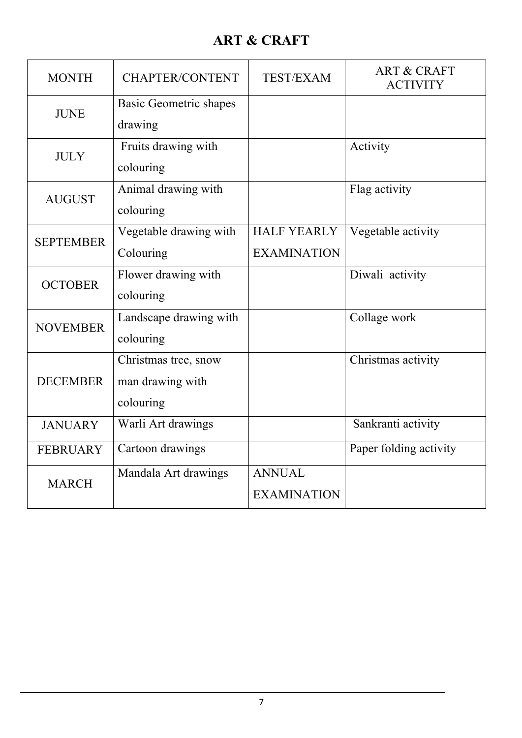# ART & CRAFT

| MONTH | CHAPTER/CONTENT | TEST/EXAM | ART & CRAFT ACTIVITY |
|---|---|---|---|
| JUNE | Basic Geometric shapes drawing | | |
| JULY | Fruits drawing with colouring | | Activity |
| AUGUST | Animal drawing with colouring | | Flag activity |
| SEPTEMBER | Vegetable drawing with Colouring | HALF YEARLY EXAMINATION | Vegetable activity |
| OCTOBER | Flower drawing with colouring | | Diwali activity |
| NOVEMBER | Landscape drawing with colouring | | Collage work |
| DECEMBER | Christmas tree, snow man drawing with colouring | | Christmas activity |
| JANUARY | Warli Art drawings | | Sankranti activity |
| FEBRUARY | Cartoon drawings | | Paper folding activity |
| MARCH | Mandala Art drawings | ANNUAL EXAMINATION | |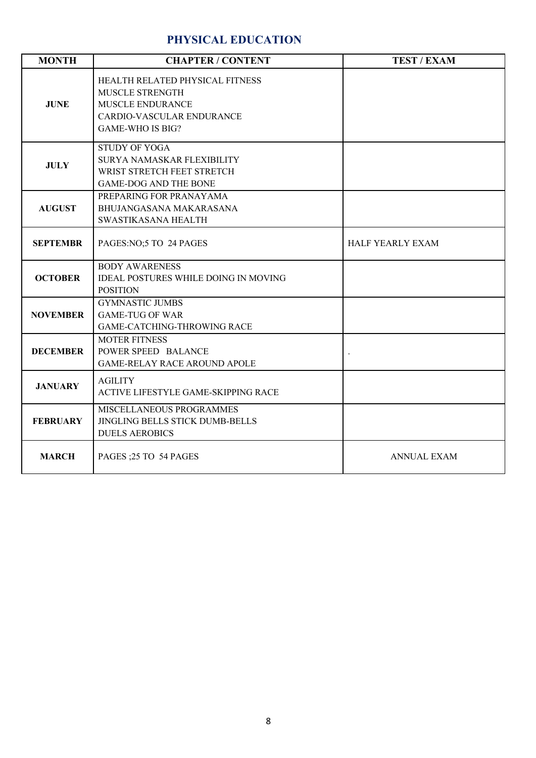## PHYSICAL EDUCATION

| MONTH | CHAPTER / CONTENT | TEST / EXAM |
|---|---|---|
| **JUNE** | HEALTH RELATED PHYSICAL FITNESS<br>MUSCLE STRENGTH<br>MUSCLE ENDURANCE<br>CARDIO-VASCULAR ENDURANCE<br>GAME-WHO IS BIG? | |
| **JULY** | STUDY OF YOGA<br>SURYA NAMASKAR FLEXIBILITY<br>WRIST STRETCH FEET STRETCH<br>GAME-DOG AND THE BONE | |
| **AUGUST** | PREPARING FOR PRANAYAMA<br>BHUJANGASANA MAKARASANA<br>SWASTIKASANA HEALTH | |
| **SEPTEMBR** | PAGES:NO;5 TO 24 PAGES | HALF YEARLY EXAM |
| **OCTOBER** | BODY AWARENESS<br>IDEAL POSTURES WHILE DOING IN MOVING<br>POSITION | |
| **NOVEMBER** | GYMNASTIC JUMBS<br>GAME-TUG OF WAR<br>GAME-CATCHING-THROWING RACE | |
| **DECEMBER** | MOTER FITNESS<br>POWER SPEED BALANCE<br>GAME-RELAY RACE AROUND APOLE | . |
| **JANUARY** | AGILITY<br>ACTIVE LIFESTYLE GAME-SKIPPING RACE | |
| **FEBRUARY** | MISCELLANEOUS PROGRAMMES<br>JINGLING BELLS STICK DUMB-BELLS<br>DUELS AEROBICS | |
| **MARCH** | PAGES ;25 TO 54 PAGES | ANNUAL EXAM |